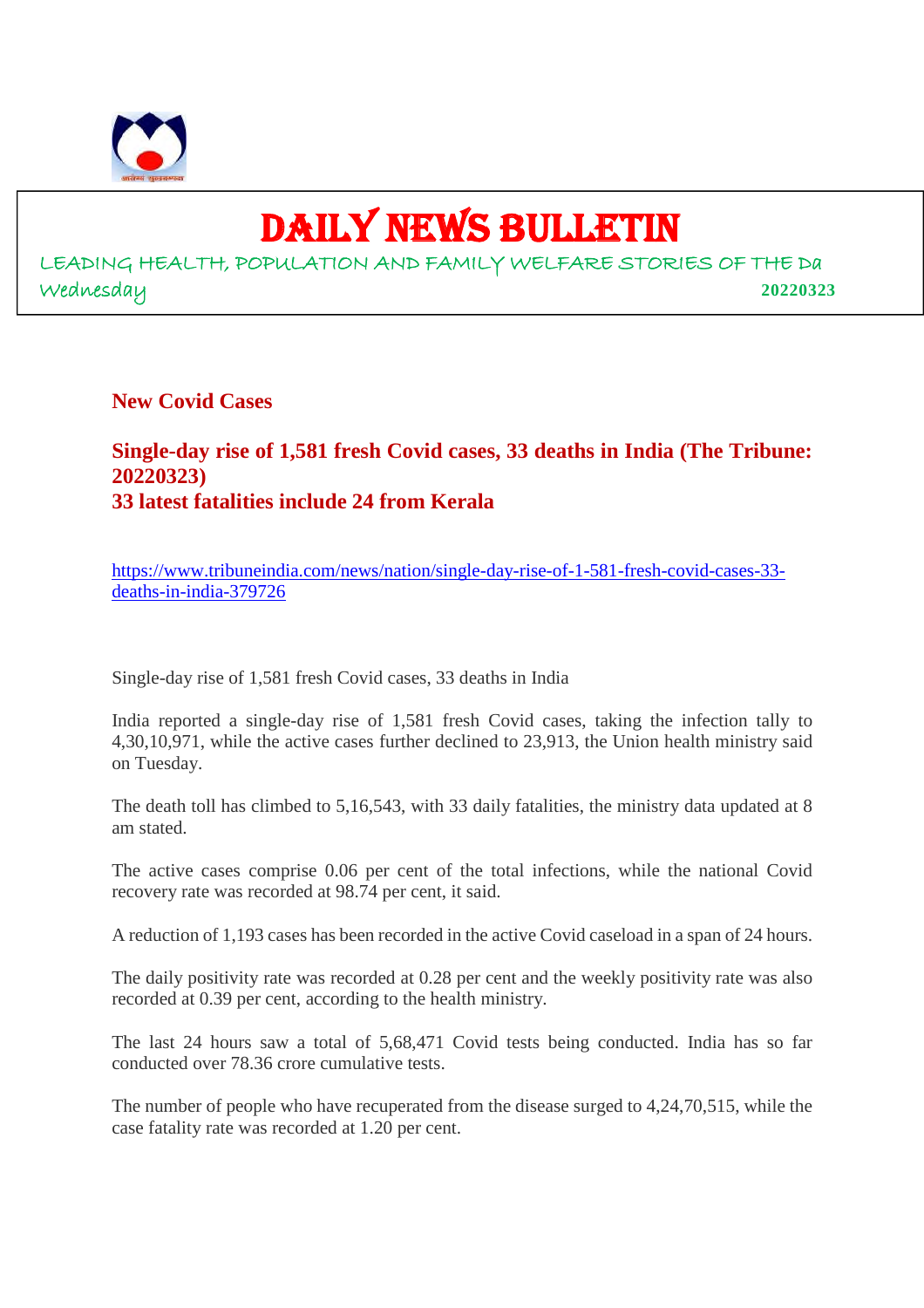# DAILY NEWS BULLETIN

LEADING HEALTH, POPULATION AND FAMILY WELFARE STORIES OF THE Da

Wednesday **20220323**

## New Covid Cases

### Single-day rise of 1,581 fresh Covid cases, 33 deaths in India (The Tribune: 20220323)

### 33 latest fatalities include 24 from Kerala

https://www.tribuneindia.com/news/nation/single-day-rise-of-1-581-fresh-covid-cases-33-deaths-in-india-379726

Single-day rise of 1,581 fresh Covid cases, 33 deaths in India

India reported a single-day rise of 1,581 fresh Covid cases, taking the infection tally to 4,30,10,971, while the active cases further declined to 23,913, the Union health ministry said on Tuesday.

The death toll has climbed to 5,16,543, with 33 daily fatalities, the ministry data updated at 8 am stated.

The active cases comprise 0.06 per cent of the total infections, while the national Covid recovery rate was recorded at 98.74 per cent, it said.

A reduction of 1,193 cases has been recorded in the active Covid caseload in a span of 24 hours.

The daily positivity rate was recorded at 0.28 per cent and the weekly positivity rate was also recorded at 0.39 per cent, according to the health ministry.

The last 24 hours saw a total of 5,68,471 Covid tests being conducted. India has so far conducted over 78.36 crore cumulative tests.

The number of people who have recuperated from the disease surged to 4,24,70,515, while the case fatality rate was recorded at 1.20 per cent.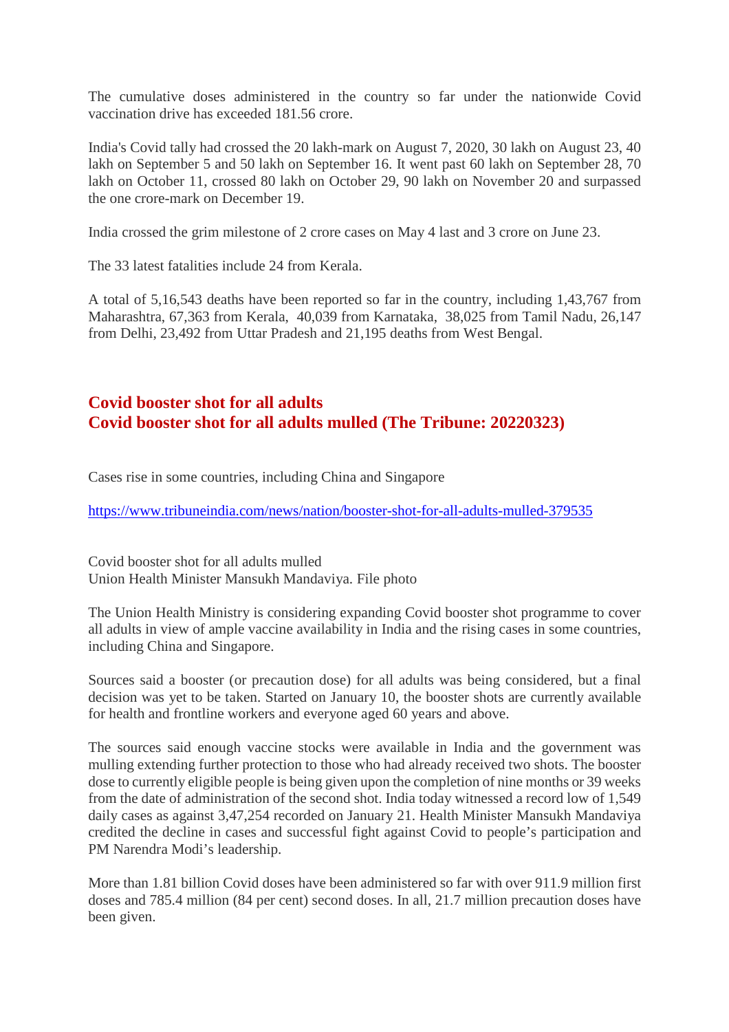The cumulative doses administered in the country so far under the nationwide Covid vaccination drive has exceeded 181.56 crore.

India's Covid tally had crossed the 20 lakh-mark on August 7, 2020, 30 lakh on August 23, 40 lakh on September 5 and 50 lakh on September 16. It went past 60 lakh on September 28, 70 lakh on October 11, crossed 80 lakh on October 29, 90 lakh on November 20 and surpassed the one crore-mark on December 19.

India crossed the grim milestone of 2 crore cases on May 4 last and 3 crore on June 23.

The 33 latest fatalities include 24 from Kerala.

A total of 5,16,543 deaths have been reported so far in the country, including 1,43,767 from Maharashtra, 67,363 from Kerala, 40,039 from Karnataka, 38,025 from Tamil Nadu, 26,147 from Delhi, 23,492 from Uttar Pradesh and 21,195 deaths from West Bengal.

## Covid booster shot for all adults
## Covid booster shot for all adults mulled (The Tribune: 20220323)

Cases rise in some countries, including China and Singapore

https://www.tribuneindia.com/news/nation/booster-shot-for-all-adults-mulled-379535

Covid booster shot for all adults mulled
Union Health Minister Mansukh Mandaviya. File photo

The Union Health Ministry is considering expanding Covid booster shot programme to cover all adults in view of ample vaccine availability in India and the rising cases in some countries, including China and Singapore.

Sources said a booster (or precaution dose) for all adults was being considered, but a final decision was yet to be taken. Started on January 10, the booster shots are currently available for health and frontline workers and everyone aged 60 years and above.

The sources said enough vaccine stocks were available in India and the government was mulling extending further protection to those who had already received two shots. The booster dose to currently eligible people is being given upon the completion of nine months or 39 weeks from the date of administration of the second shot. India today witnessed a record low of 1,549 daily cases as against 3,47,254 recorded on January 21. Health Minister Mansukh Mandaviya credited the decline in cases and successful fight against Covid to people's participation and PM Narendra Modi's leadership.

More than 1.81 billion Covid doses have been administered so far with over 911.9 million first doses and 785.4 million (84 per cent) second doses. In all, 21.7 million precaution doses have been given.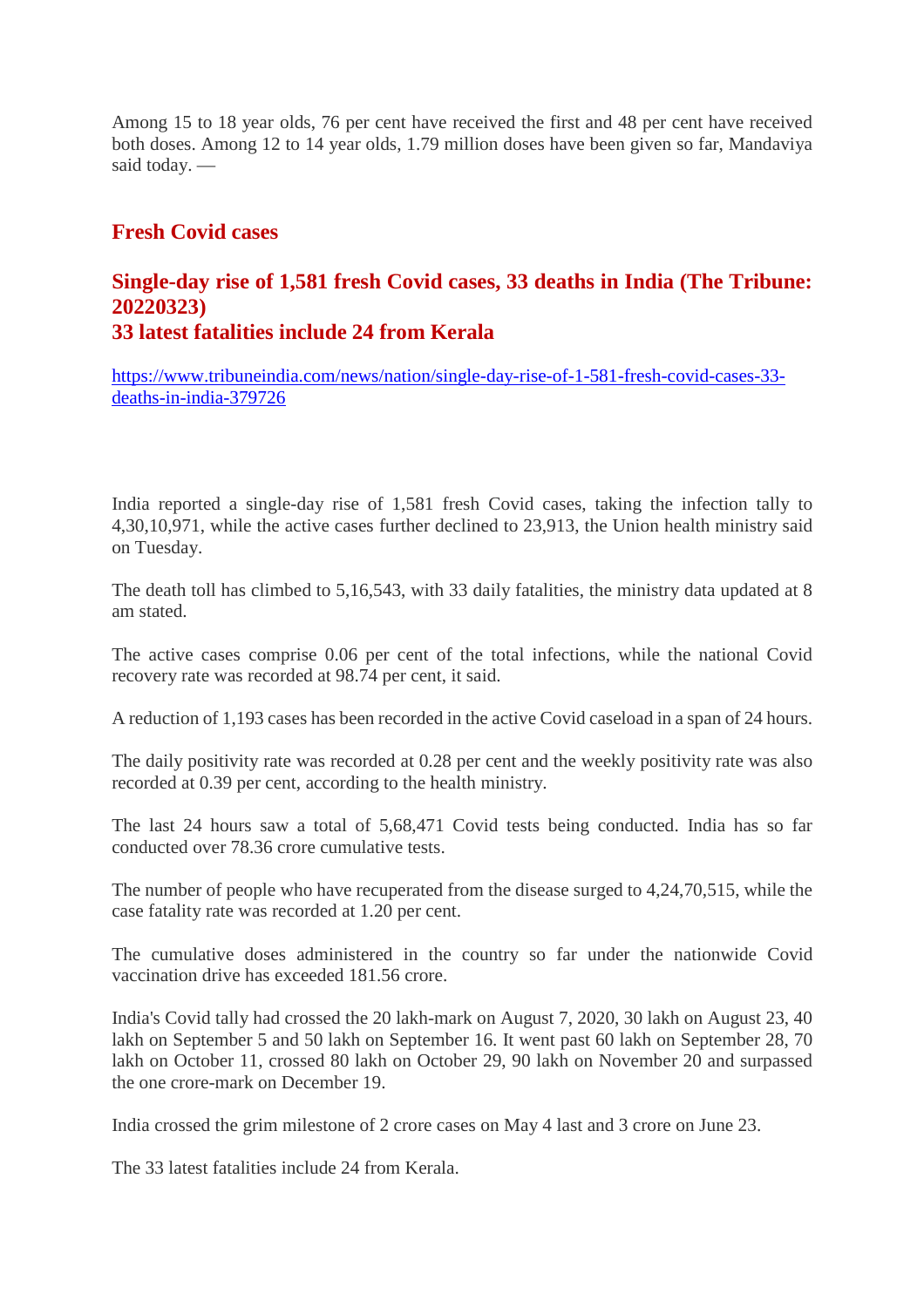Among 15 to 18 year olds, 76 per cent have received the first and 48 per cent have received both doses. Among 12 to 14 year olds, 1.79 million doses have been given so far, Mandaviya said today. —

## Fresh Covid cases

## Single-day rise of 1,581 fresh Covid cases, 33 deaths in India (The Tribune: 20220323)
## 33 latest fatalities include 24 from Kerala

https://www.tribuneindia.com/news/nation/single-day-rise-of-1-581-fresh-covid-cases-33-deaths-in-india-379726

India reported a single-day rise of 1,581 fresh Covid cases, taking the infection tally to 4,30,10,971, while the active cases further declined to 23,913, the Union health ministry said on Tuesday.

The death toll has climbed to 5,16,543, with 33 daily fatalities, the ministry data updated at 8 am stated.

The active cases comprise 0.06 per cent of the total infections, while the national Covid recovery rate was recorded at 98.74 per cent, it said.

A reduction of 1,193 cases has been recorded in the active Covid caseload in a span of 24 hours.

The daily positivity rate was recorded at 0.28 per cent and the weekly positivity rate was also recorded at 0.39 per cent, according to the health ministry.

The last 24 hours saw a total of 5,68,471 Covid tests being conducted. India has so far conducted over 78.36 crore cumulative tests.

The number of people who have recuperated from the disease surged to 4,24,70,515, while the case fatality rate was recorded at 1.20 per cent.

The cumulative doses administered in the country so far under the nationwide Covid vaccination drive has exceeded 181.56 crore.

India's Covid tally had crossed the 20 lakh-mark on August 7, 2020, 30 lakh on August 23, 40 lakh on September 5 and 50 lakh on September 16. It went past 60 lakh on September 28, 70 lakh on October 11, crossed 80 lakh on October 29, 90 lakh on November 20 and surpassed the one crore-mark on December 19.

India crossed the grim milestone of 2 crore cases on May 4 last and 3 crore on June 23.

The 33 latest fatalities include 24 from Kerala.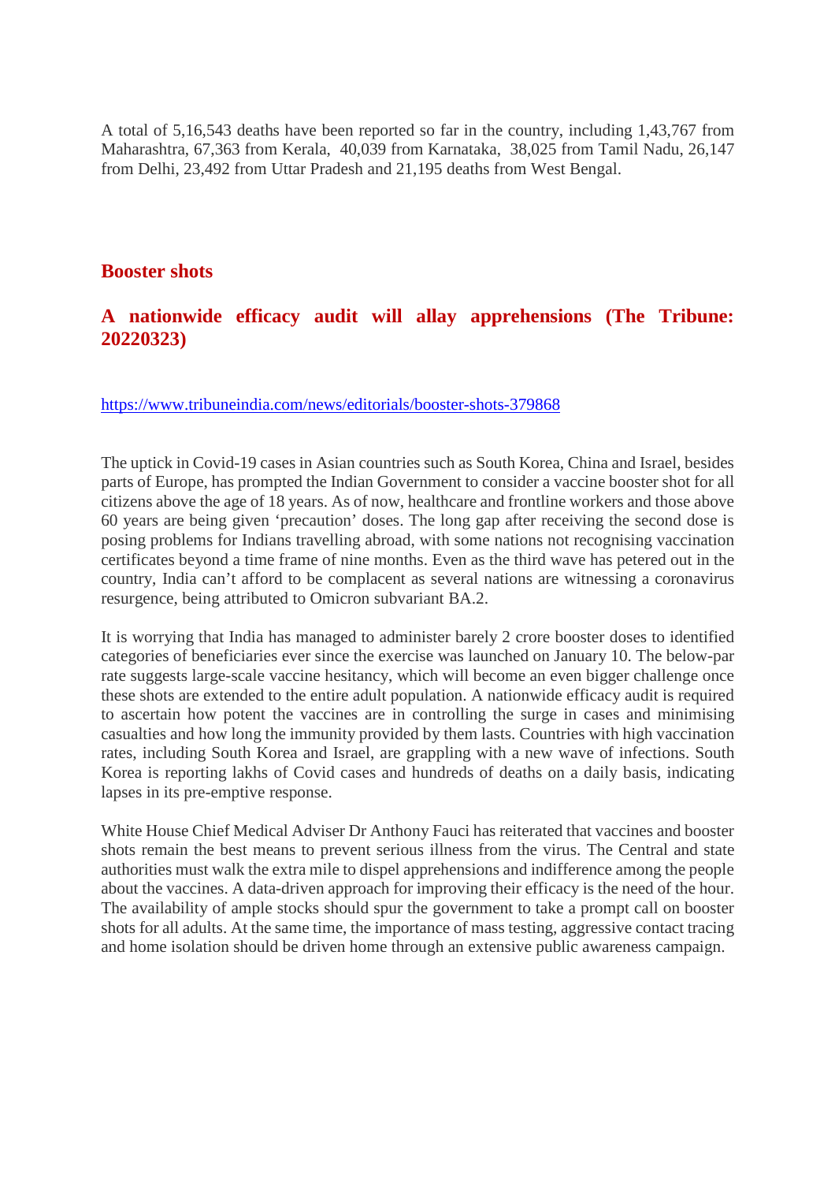A total of 5,16,543 deaths have been reported so far in the country, including 1,43,767 from Maharashtra, 67,363 from Kerala, 40,039 from Karnataka, 38,025 from Tamil Nadu, 26,147 from Delhi, 23,492 from Uttar Pradesh and 21,195 deaths from West Bengal.

## Booster shots

## A nationwide efficacy audit will allay apprehensions (The Tribune: 20220323)

https://www.tribuneindia.com/news/editorials/booster-shots-379868

The uptick in Covid-19 cases in Asian countries such as South Korea, China and Israel, besides parts of Europe, has prompted the Indian Government to consider a vaccine booster shot for all citizens above the age of 18 years. As of now, healthcare and frontline workers and those above 60 years are being given 'precaution' doses. The long gap after receiving the second dose is posing problems for Indians travelling abroad, with some nations not recognising vaccination certificates beyond a time frame of nine months. Even as the third wave has petered out in the country, India can't afford to be complacent as several nations are witnessing a coronavirus resurgence, being attributed to Omicron subvariant BA.2.

It is worrying that India has managed to administer barely 2 crore booster doses to identified categories of beneficiaries ever since the exercise was launched on January 10. The below-par rate suggests large-scale vaccine hesitancy, which will become an even bigger challenge once these shots are extended to the entire adult population. A nationwide efficacy audit is required to ascertain how potent the vaccines are in controlling the surge in cases and minimising casualties and how long the immunity provided by them lasts. Countries with high vaccination rates, including South Korea and Israel, are grappling with a new wave of infections. South Korea is reporting lakhs of Covid cases and hundreds of deaths on a daily basis, indicating lapses in its pre-emptive response.

White House Chief Medical Adviser Dr Anthony Fauci has reiterated that vaccines and booster shots remain the best means to prevent serious illness from the virus. The Central and state authorities must walk the extra mile to dispel apprehensions and indifference among the people about the vaccines. A data-driven approach for improving their efficacy is the need of the hour. The availability of ample stocks should spur the government to take a prompt call on booster shots for all adults. At the same time, the importance of mass testing, aggressive contact tracing and home isolation should be driven home through an extensive public awareness campaign.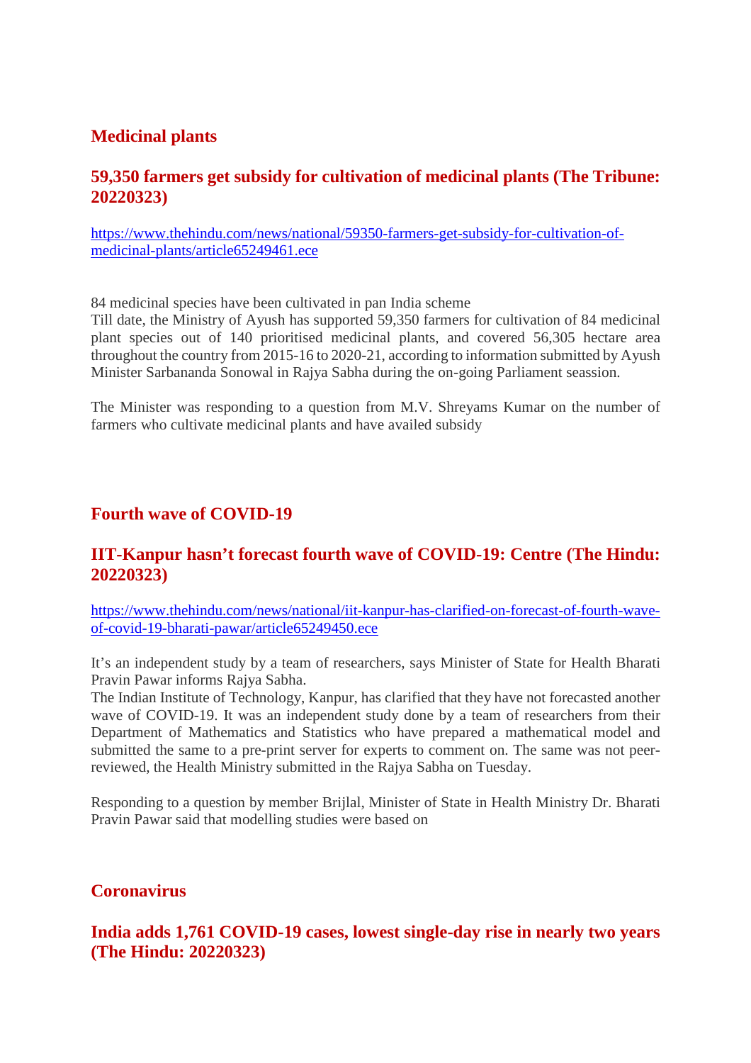## Medicinal plants

### 59,350 farmers get subsidy for cultivation of medicinal plants (The Tribune: 20220323)

https://www.thehindu.com/news/national/59350-farmers-get-subsidy-for-cultivation-of-medicinal-plants/article65249461.ece

84 medicinal species have been cultivated in pan India scheme

Till date, the Ministry of Ayush has supported 59,350 farmers for cultivation of 84 medicinal plant species out of 140 prioritised medicinal plants, and covered 56,305 hectare area throughout the country from 2015-16 to 2020-21, according to information submitted by Ayush Minister Sarbananda Sonowal in Rajya Sabha during the on-going Parliament seassion.

The Minister was responding to a question from M.V. Shreyams Kumar on the number of farmers who cultivate medicinal plants and have availed subsidy

## Fourth wave of COVID-19

### IIT-Kanpur hasn't forecast fourth wave of COVID-19: Centre (The Hindu: 20220323)

https://www.thehindu.com/news/national/iit-kanpur-has-clarified-on-forecast-of-fourth-wave-of-covid-19-bharati-pawar/article65249450.ece

It's an independent study by a team of researchers, says Minister of State for Health Bharati Pravin Pawar informs Rajya Sabha.

The Indian Institute of Technology, Kanpur, has clarified that they have not forecasted another wave of COVID-19. It was an independent study done by a team of researchers from their Department of Mathematics and Statistics who have prepared a mathematical model and submitted the same to a pre-print server for experts to comment on. The same was not peer-reviewed, the Health Ministry submitted in the Rajya Sabha on Tuesday.

Responding to a question by member Brijlal, Minister of State in Health Ministry Dr. Bharati Pravin Pawar said that modelling studies were based on

## Coronavirus

### India adds 1,761 COVID-19 cases, lowest single-day rise in nearly two years (The Hindu: 20220323)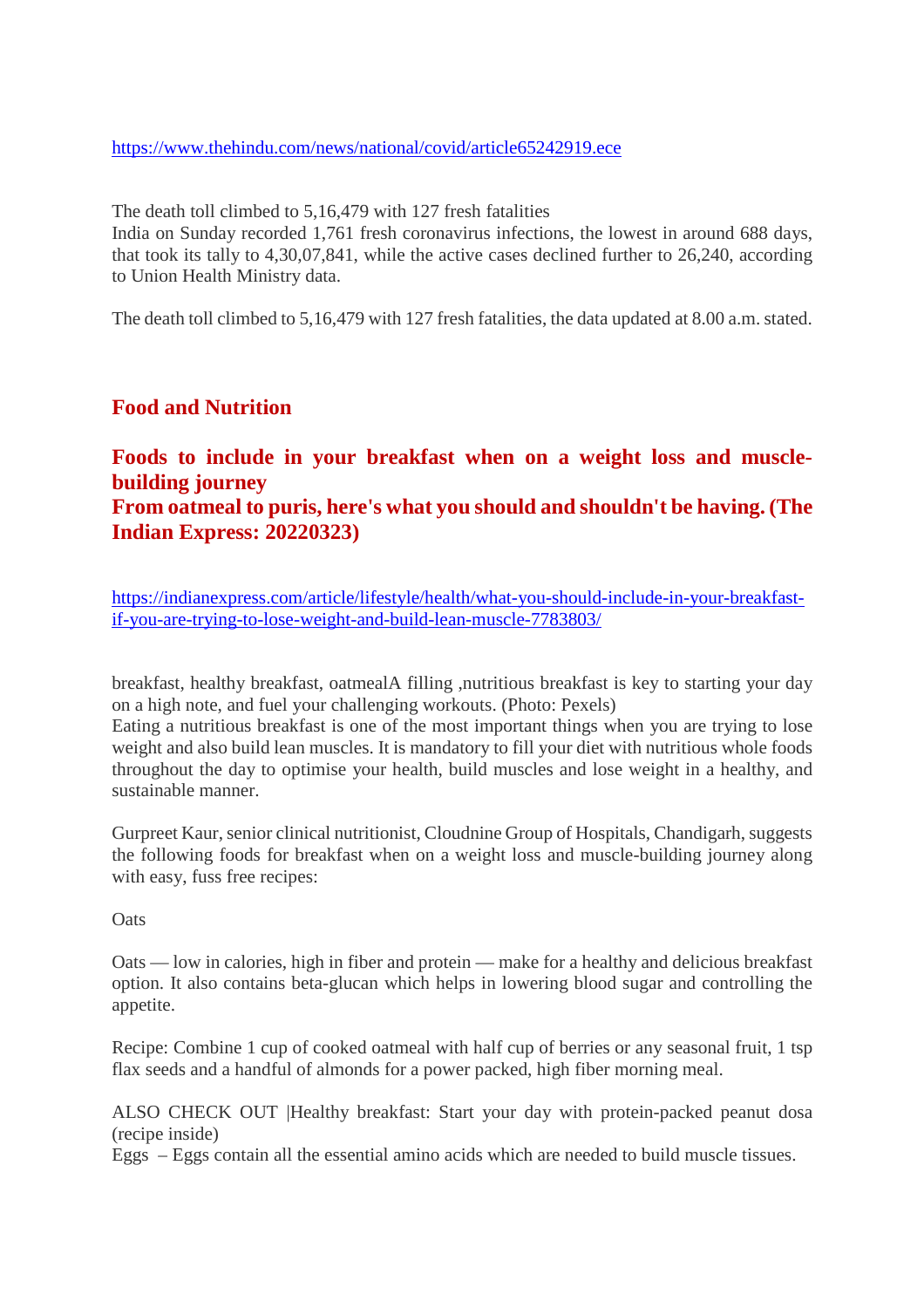https://www.thehindu.com/news/national/covid/article65242919.ece

The death toll climbed to 5,16,479 with 127 fresh fatalities
India on Sunday recorded 1,761 fresh coronavirus infections, the lowest in around 688 days, that took its tally to 4,30,07,841, while the active cases declined further to 26,240, according to Union Health Ministry data.

The death toll climbed to 5,16,479 with 127 fresh fatalities, the data updated at 8.00 a.m. stated.

## Food and Nutrition

### Foods to include in your breakfast when on a weight loss and muscle-building journey
### From oatmeal to puris, here's what you should and shouldn't be having. (The Indian Express: 20220323)

https://indianexpress.com/article/lifestyle/health/what-you-should-include-in-your-breakfast-if-you-are-trying-to-lose-weight-and-build-lean-muscle-7783803/

breakfast, healthy breakfast, oatmealA filling ,nutritious breakfast is key to starting your day on a high note, and fuel your challenging workouts. (Photo: Pexels)
Eating a nutritious breakfast is one of the most important things when you are trying to lose weight and also build lean muscles. It is mandatory to fill your diet with nutritious whole foods throughout the day to optimise your health, build muscles and lose weight in a healthy, and sustainable manner.

Gurpreet Kaur, senior clinical nutritionist, Cloudnine Group of Hospitals, Chandigarh, suggests the following foods for breakfast when on a weight loss and muscle-building journey along with easy, fuss free recipes:

Oats

Oats — low in calories, high in fiber and protein — make for a healthy and delicious breakfast option. It also contains beta-glucan which helps in lowering blood sugar and controlling the appetite.

Recipe: Combine 1 cup of cooked oatmeal with half cup of berries or any seasonal fruit, 1 tsp flax seeds and a handful of almonds for a power packed, high fiber morning meal.

ALSO CHECK OUT |Healthy breakfast: Start your day with protein-packed peanut dosa (recipe inside)
Eggs – Eggs contain all the essential amino acids which are needed to build muscle tissues.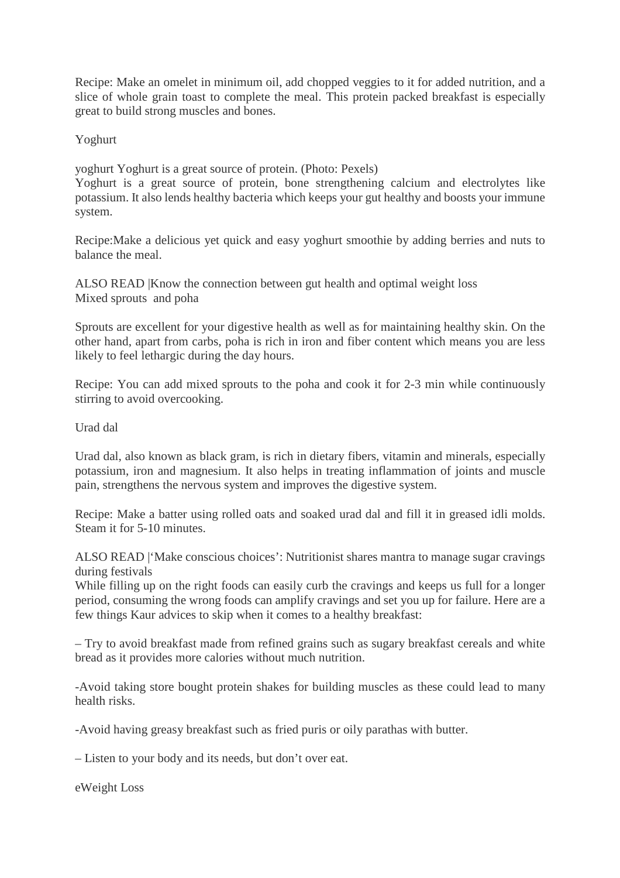Recipe: Make an omelet in minimum oil, add chopped veggies to it for added nutrition, and a slice of whole grain toast to complete the meal. This protein packed breakfast is especially great to build strong muscles and bones.

## Yoghurt

yoghurt Yoghurt is a great source of protein. (Photo: Pexels)
Yoghurt is a great source of protein, bone strengthening calcium and electrolytes like potassium. It also lends healthy bacteria which keeps your gut healthy and boosts your immune system.

Recipe:Make a delicious yet quick and easy yoghurt smoothie by adding berries and nuts to balance the meal.

ALSO READ |Know the connection between gut health and optimal weight loss

## Mixed sprouts  and poha

Sprouts are excellent for your digestive health as well as for maintaining healthy skin. On the other hand, apart from carbs, poha is rich in iron and fiber content which means you are less likely to feel lethargic during the day hours.

Recipe: You can add mixed sprouts to the poha and cook it for 2-3 min while continuously stirring to avoid overcooking.

## Urad dal

Urad dal, also known as black gram, is rich in dietary fibers, vitamin and minerals, especially potassium, iron and magnesium. It also helps in treating inflammation of joints and muscle pain, strengthens the nervous system and improves the digestive system.

Recipe: Make a batter using rolled oats and soaked urad dal and fill it in greased idli molds. Steam it for 5-10 minutes.

ALSO READ |'Make conscious choices': Nutritionist shares mantra to manage sugar cravings during festivals

While filling up on the right foods can easily curb the cravings and keeps us full for a longer period, consuming the wrong foods can amplify cravings and set you up for failure. Here are a few things Kaur advices to skip when it comes to a healthy breakfast:

– Try to avoid breakfast made from refined grains such as sugary breakfast cereals and white bread as it provides more calories without much nutrition.

-Avoid taking store bought protein shakes for building muscles as these could lead to many health risks.

-Avoid having greasy breakfast such as fried puris or oily parathas with butter.

– Listen to your body and its needs, but don't over eat.

eWeight Loss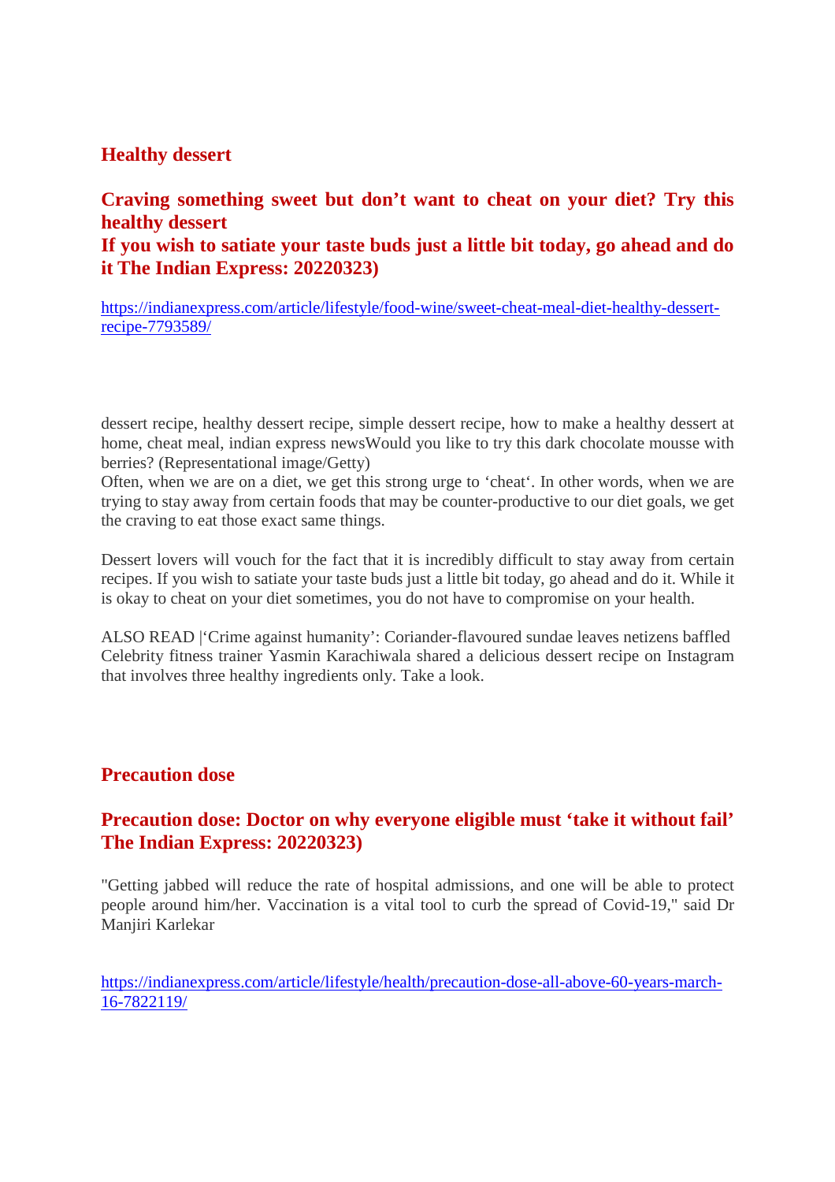## Healthy dessert

## Craving something sweet but don't want to cheat on your diet? Try this healthy dessert
## If you wish to satiate your taste buds just a little bit today, go ahead and do it The Indian Express: 20220323)

https://indianexpress.com/article/lifestyle/food-wine/sweet-cheat-meal-diet-healthy-dessert-recipe-7793589/

dessert recipe, healthy dessert recipe, simple dessert recipe, how to make a healthy dessert at home, cheat meal, indian express newsWould you like to try this dark chocolate mousse with berries? (Representational image/Getty)

Often, when we are on a diet, we get this strong urge to 'cheat'. In other words, when we are trying to stay away from certain foods that may be counter-productive to our diet goals, we get the craving to eat those exact same things.

Dessert lovers will vouch for the fact that it is incredibly difficult to stay away from certain recipes. If you wish to satiate your taste buds just a little bit today, go ahead and do it. While it is okay to cheat on your diet sometimes, you do not have to compromise on your health.

ALSO READ |'Crime against humanity': Coriander-flavoured sundae leaves netizens baffled
Celebrity fitness trainer Yasmin Karachiwala shared a delicious dessert recipe on Instagram that involves three healthy ingredients only. Take a look.

## Precaution dose

## Precaution dose: Doctor on why everyone eligible must 'take it without fail' The Indian Express: 20220323)

"Getting jabbed will reduce the rate of hospital admissions, and one will be able to protect people around him/her. Vaccination is a vital tool to curb the spread of Covid-19," said Dr Manjiri Karlekar

https://indianexpress.com/article/lifestyle/health/precaution-dose-all-above-60-years-march-16-7822119/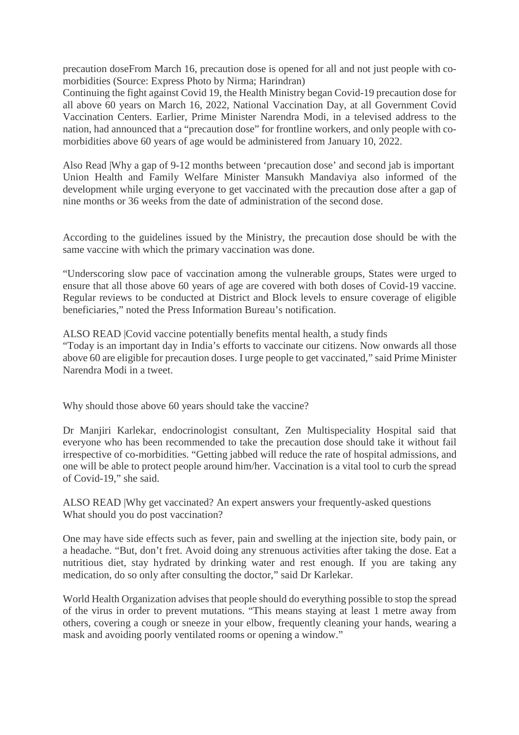precaution doseFrom March 16, precaution dose is opened for all and not just people with co-morbidities (Source: Express Photo by Nirma; Harindran)

Continuing the fight against Covid 19, the Health Ministry began Covid-19 precaution dose for all above 60 years on March 16, 2022, National Vaccination Day, at all Government Covid Vaccination Centers. Earlier, Prime Minister Narendra Modi, in a televised address to the nation, had announced that a "precaution dose" for frontline workers, and only people with co-morbidities above 60 years of age would be administered from January 10, 2022.

Also Read |Why a gap of 9-12 months between 'precaution dose' and second jab is important

Union Health and Family Welfare Minister Mansukh Mandaviya also informed of the development while urging everyone to get vaccinated with the precaution dose after a gap of nine months or 36 weeks from the date of administration of the second dose.

According to the guidelines issued by the Ministry, the precaution dose should be with the same vaccine with which the primary vaccination was done.

"Underscoring slow pace of vaccination among the vulnerable groups, States were urged to ensure that all those above 60 years of age are covered with both doses of Covid-19 vaccine. Regular reviews to be conducted at District and Block levels to ensure coverage of eligible beneficiaries," noted the Press Information Bureau's notification.

ALSO READ |Covid vaccine potentially benefits mental health, a study finds

"Today is an important day in India's efforts to vaccinate our citizens. Now onwards all those above 60 are eligible for precaution doses. I urge people to get vaccinated," said Prime Minister Narendra Modi in a tweet.

Why should those above 60 years should take the vaccine?

Dr Manjiri Karlekar, endocrinologist consultant, Zen Multispeciality Hospital said that everyone who has been recommended to take the precaution dose should take it without fail irrespective of co-morbidities. "Getting jabbed will reduce the rate of hospital admissions, and one will be able to protect people around him/her. Vaccination is a vital tool to curb the spread of Covid-19," she said.

ALSO READ |Why get vaccinated? An expert answers your frequently-asked questions

What should you do post vaccination?

One may have side effects such as fever, pain and swelling at the injection site, body pain, or a headache. "But, don't fret. Avoid doing any strenuous activities after taking the dose. Eat a nutritious diet, stay hydrated by drinking water and rest enough. If you are taking any medication, do so only after consulting the doctor," said Dr Karlekar.

World Health Organization advises that people should do everything possible to stop the spread of the virus in order to prevent mutations. "This means staying at least 1 metre away from others, covering a cough or sneeze in your elbow, frequently cleaning your hands, wearing a mask and avoiding poorly ventilated rooms or opening a window."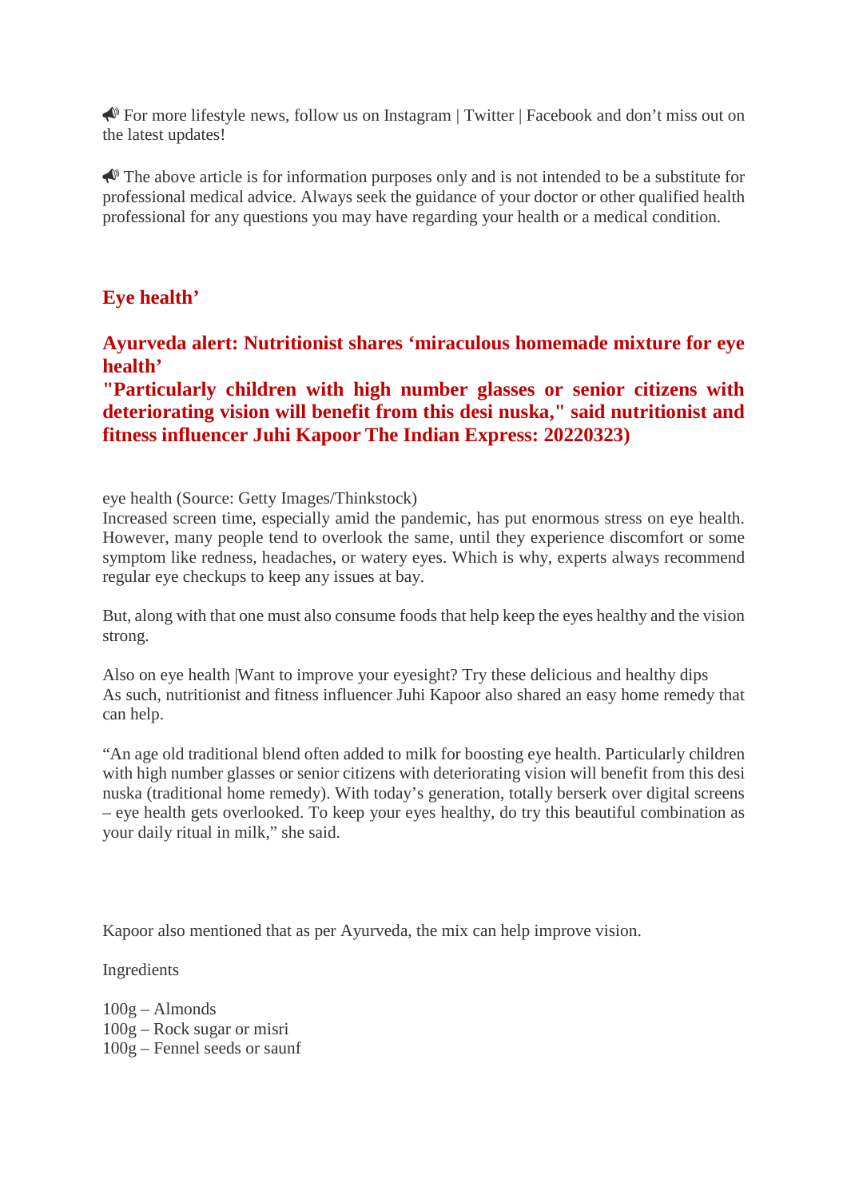📣 For more lifestyle news, follow us on Instagram | Twitter | Facebook and don't miss out on the latest updates!

📣 The above article is for information purposes only and is not intended to be a substitute for professional medical advice. Always seek the guidance of your doctor or other qualified health professional for any questions you may have regarding your health or a medical condition.

## Eye health'

## Ayurveda alert: Nutritionist shares 'miraculous homemade mixture for eye health'

## "Particularly children with high number glasses or senior citizens with deteriorating vision will benefit from this desi nuska," said nutritionist and fitness influencer Juhi Kapoor The Indian Express: 20220323)

eye health (Source: Getty Images/Thinkstock)

Increased screen time, especially amid the pandemic, has put enormous stress on eye health. However, many people tend to overlook the same, until they experience discomfort or some symptom like redness, headaches, or watery eyes. Which is why, experts always recommend regular eye checkups to keep any issues at bay.

But, along with that one must also consume foods that help keep the eyes healthy and the vision strong.

Also on eye health |Want to improve your eyesight? Try these delicious and healthy dips

As such, nutritionist and fitness influencer Juhi Kapoor also shared an easy home remedy that can help.

"An age old traditional blend often added to milk for boosting eye health. Particularly children with high number glasses or senior citizens with deteriorating vision will benefit from this desi nuska (traditional home remedy). With today's generation, totally berserk over digital screens – eye health gets overlooked. To keep your eyes healthy, do try this beautiful combination as your daily ritual in milk," she said.

Kapoor also mentioned that as per Ayurveda, the mix can help improve vision.

Ingredients

100g – Almonds
100g – Rock sugar or misri
100g – Fennel seeds or saunf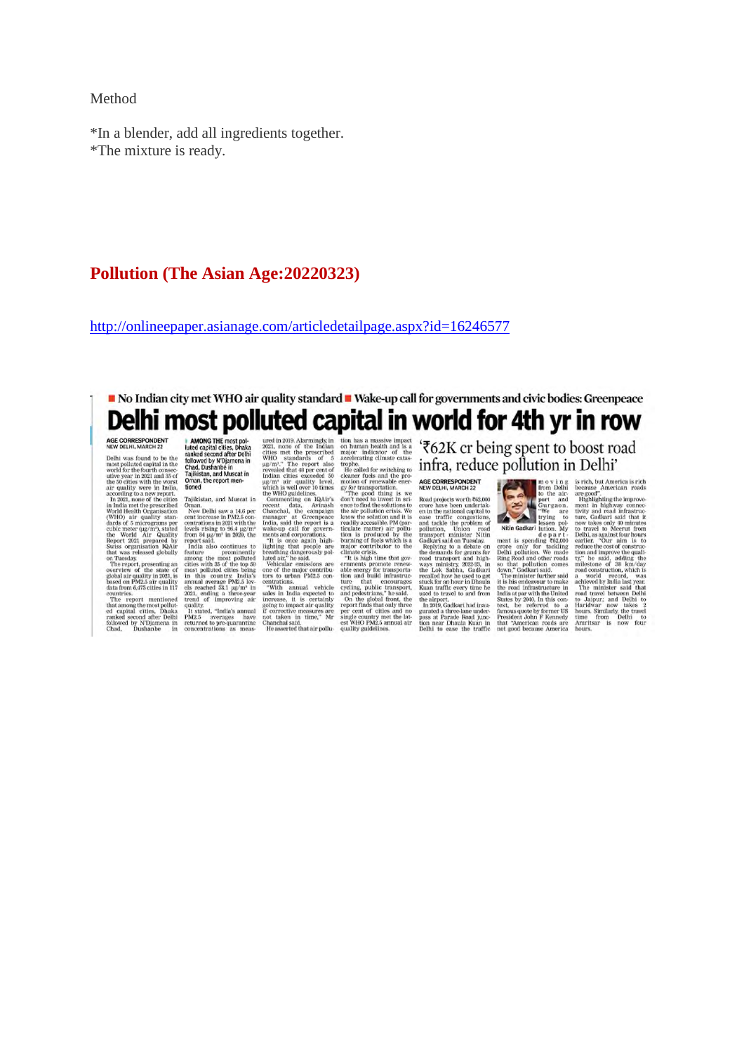Method

*In a blender, add all ingredients together.
*The mixture is ready.

## Pollution (The Asian Age:20220323)

http://onlineepaper.asianage.com/articledetailpage.aspx?id=16246577

■ No Indian city met WHO air quality standard ■ Wake-up call for governments and civic bodies: Greenpeace

# Delhi most polluted capital in world for 4th yr in row

AGE CORRESPONDENT
NEW DELHI, MARCH 22

Delhi was found to be the most polluted capital in the world for the fourth consecutive year in 2021 and 35 of the 50 cities with the worst air quality were in India, according to a new report.

In 2021, none of the cities in India met the prescribed World Health Organisation (WHO) air quality standards of 5 micrograms per cubic meter (µg/m³), stated the World Air Quality Report 2021 prepared by Swiss organisation IQAir that was released globally on Tuesday.

The report, presenting an overview of the state of global air quality in 2021, is based on PM2.5 air quality data from 6,475 cities in 117 countries.

The report mentioned that among the most polluted capital cities, Dhaka ranked second after Delhi followed by N'Djamena in Chad, Dushanbe in Tajikistan, and Muscat in Oman.

**AMONG THE most polluted capital cities, Dhaka ranked second after Delhi followed by N'Djamena in Chad, Dushanbe in Tajikistan, and Muscat in Oman, the report mentioned**

New Delhi saw a 14.6 per cent increase in PM2.5 concentrations in 2021 with the levels rising to 96.4 µg/m³ from 84 µg/m³ in 2020, the report said.

India also continues to feature prominently among the most polluted cities with 35 of the top 50 most polluted cities being in this country. India's annual average PM2.5 levels reached 58.1 µg/m³ in 2021, ending a three-year trend of improving air quality.

It stated, "India's annual PM2.5 averages have returned to pre-quarantine concentrations as measured in 2019. Alarmingly in 2021, none of the Indian cities met the prescribed WHO standards of 5 µg/m³." The report also revealed that 48 per cent of Indian cities exceeded 50 µg/m³ air quality level, which is well over 10 times the WHO guidelines.

Commenting on IQAir's recent data, Avinash Chanchal, the campaign manager at Greenpeace India, said the report is a wake-up call for governments and corporations.

"It is once again highlighting that people are breathing dangerously polluted air," he said.

Vehicular emissions are one of the major contributors to urban PM2.5 concentrations.

"With annual vehicle sales in India expected to increase, it is certainly going to impact air quality if corrective measures are not taken in time," Mr Chanchal said.

He asserted that air pollution has a massive impact on human health and is a major indicator of the accelerating climate catastrophe.

He called for switching to cleaner fuels and the promotion of renewable energy for transportation.

"The good thing is we don't need to invest in science to find the solutions to the air pollution crisis. We know the solution and it is readily accessible. PM (particulate matter) air pollution is produced by the burning of fuels which is a major contributor to the climate crisis.

"It is high time that governments promote renewable energy for transportation and build infrastructure that encourages cycling, public transport, and pedestrians," he said.

On the global front, the report finds that only three per cent of cities and no single country met the latest WHO PM2.5 annual air quality guidelines.

## '₹62K cr being spent to boost road infra, reduce pollution in Delhi'

AGE CORRESPONDENT
NEW DELHI, MARCH 22

Road projects worth ₹62,000 crore have been undertaken in the national capital to ease traffic congestions, and tackle the problem of pollution, Union road transport minister Nitin Gadkari said on Tuesday.

Replying to a debate on the demands for grants for road transport and highways ministry 2022-23, in the Lok Sabha, Gadkari recalled how he used to get stuck for an hour in Dhaula Kuan traffic every time he used to travel to and from the airport.

In 2019, Gadkari had inaugurated a three-lane underpass at Parade Road junction near Dhaula Kuan in Delhi to ease the traffic moving from Delhi to the airport and Gurgaon. "We are trying to lessen pollution. My department is spending ₹62,000 crore only for tackling Delhi pollution. We made Ring Road and other roads so that pollution comes down," Gadkari said.

Nitin Gadkari

The minister further said it is his endeavour to make the road infrastructure in India at par with the United States by 2040. In this context, he referred to a famous quote by former US President John F Kennedy that "American roads are not good because America is rich, but America is rich because American roads are good".

Highlighting the improvement in highway connectivity and road infrastructure, Gadkari said that it now takes only 40 minutes to travel to Meerut from Delhi, as against four hours earlier. "Our aim is to reduce the cost of construction and improve the quality," he said, adding the milestone of 38 km/day road construction, which is a world record, was achieved by India last year.

The minister said that road travel between Delhi to Jaipur; and Delhi to Haridwar now takes 2 hours. Similarly, the travel time from Delhi to Amritsar is now four hours.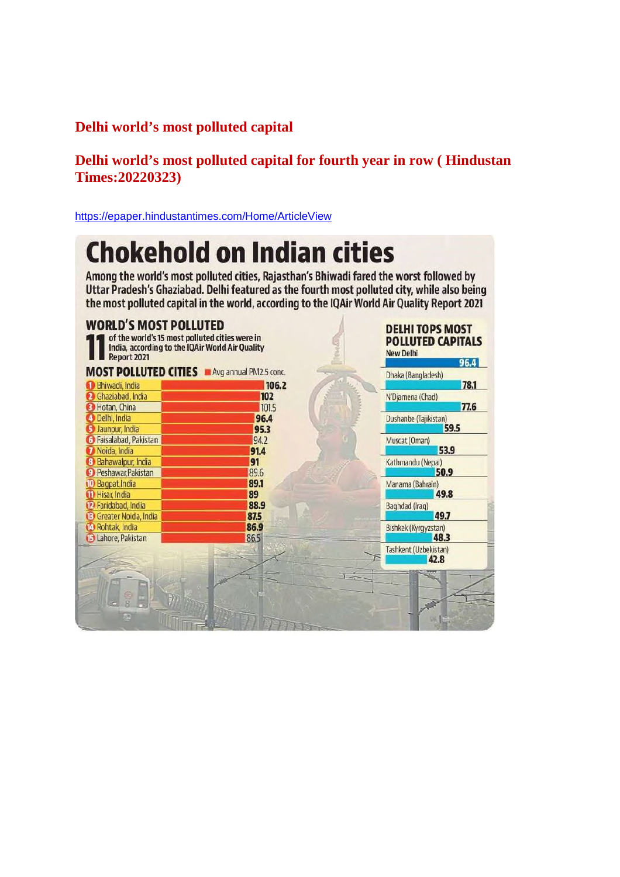## Delhi world's most polluted capital

## Delhi world's most polluted capital for fourth year in row ( Hindustan Times:20220323)

https://epaper.hindustantimes.com/Home/ArticleView

# Chokehold on Indian cities

Among the world's most polluted cities, Rajasthan's Bhiwadi fared the worst followed by Uttar Pradesh's Ghaziabad. Delhi featured as the fourth most polluted city, while also being the most polluted capital in the world, according to the IQAir World Air Quality Report 2021

### WORLD'S MOST POLLUTED

**11** of the world's 15 most polluted cities were in India, according to the IQAir World Air Quality Report 2021

### MOST POLLUTED CITIES

Avg annual PM2.5 conc.

| Rank | City | Avg annual PM2.5 conc. |
|---|---|---|
| 1 | Bhiwadi, India | 106.2 |
| 2 | Ghaziabad, India | 102 |
| 3 | Hotan, China | 101.5 |
| 4 | Delhi, India | 96.4 |
| 5 | Jaunpur, India | 95.3 |
| 6 | Faisalabad, Pakistan | 94.2 |
| 7 | Noida, India | 91.4 |
| 8 | Bahawalpur, India | 91 |
| 9 | Peshawar Pakistan | 89.6 |
| 10 | Bagpat India | 89.1 |
| 11 | Hisar, India | 89 |
| 12 | Faridabad, India | 88.9 |
| 13 | Greater Noida, India | 87.5 |
| 14 | Rohtak, India | 86.9 |
| 15 | Lahore, Pakistan | 86.5 |

### DELHI TOPS MOST POLLUTED CAPITALS

| Capital | Avg annual PM2.5 conc. |
|---|---|
| New Delhi | 96.4 |
| Dhaka (Bangladesh) | 78.1 |
| N'Djamena (Chad) | 77.6 |
| Dushanbe (Tajikistan) | 59.5 |
| Muscat (Oman) | 53.9 |
| Kathmandu (Nepal) | 50.9 |
| Manama (Bahrain) | 49.8 |
| Baghdad (Iraq) | 49.7 |
| Bishkek (Kyrgyzstan) | 48.3 |
| Tashkent (Uzbekistan) | 42.8 |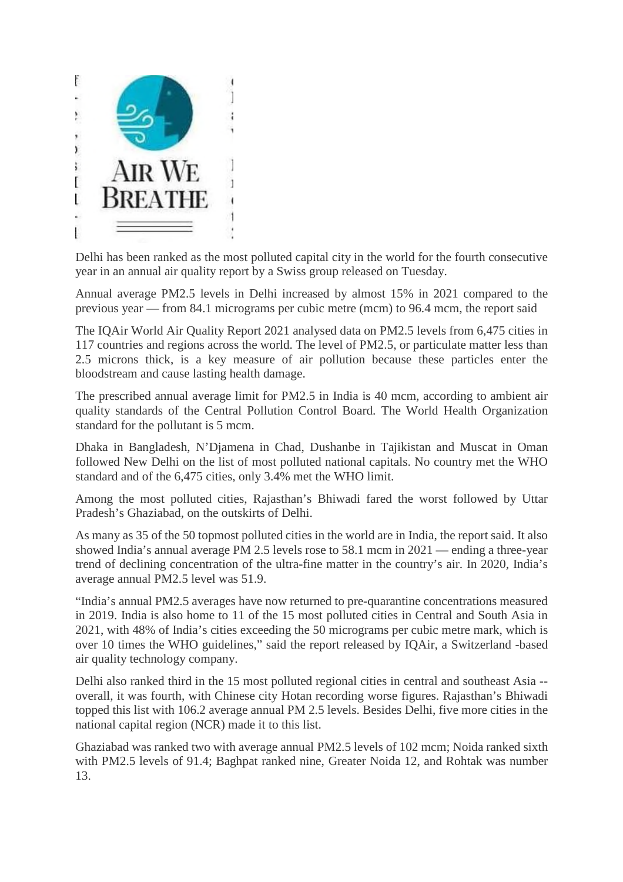Delhi has been ranked as the most polluted capital city in the world for the fourth consecutive year in an annual air quality report by a Swiss group released on Tuesday.

Annual average PM2.5 levels in Delhi increased by almost 15% in 2021 compared to the previous year — from 84.1 micrograms per cubic metre (mcm) to 96.4 mcm, the report said

The IQAir World Air Quality Report 2021 analysed data on PM2.5 levels from 6,475 cities in 117 countries and regions across the world. The level of PM2.5, or particulate matter less than 2.5 microns thick, is a key measure of air pollution because these particles enter the bloodstream and cause lasting health damage.

The prescribed annual average limit for PM2.5 in India is 40 mcm, according to ambient air quality standards of the Central Pollution Control Board. The World Health Organization standard for the pollutant is 5 mcm.

Dhaka in Bangladesh, N'Djamena in Chad, Dushanbe in Tajikistan and Muscat in Oman followed New Delhi on the list of most polluted national capitals. No country met the WHO standard and of the 6,475 cities, only 3.4% met the WHO limit.

Among the most polluted cities, Rajasthan's Bhiwadi fared the worst followed by Uttar Pradesh's Ghaziabad, on the outskirts of Delhi.

As many as 35 of the 50 topmost polluted cities in the world are in India, the report said. It also showed India's annual average PM 2.5 levels rose to 58.1 mcm in 2021 — ending a three-year trend of declining concentration of the ultra-fine matter in the country's air. In 2020, India's average annual PM2.5 level was 51.9.

"India's annual PM2.5 averages have now returned to pre-quarantine concentrations measured in 2019. India is also home to 11 of the 15 most polluted cities in Central and South Asia in 2021, with 48% of India's cities exceeding the 50 micrograms per cubic metre mark, which is over 10 times the WHO guidelines," said the report released by IQAir, a Switzerland -based air quality technology company.

Delhi also ranked third in the 15 most polluted regional cities in central and southeast Asia -- overall, it was fourth, with Chinese city Hotan recording worse figures. Rajasthan's Bhiwadi topped this list with 106.2 average annual PM 2.5 levels. Besides Delhi, five more cities in the national capital region (NCR) made it to this list.

Ghaziabad was ranked two with average annual PM2.5 levels of 102 mcm; Noida ranked sixth with PM2.5 levels of 91.4; Baghpat ranked nine, Greater Noida 12, and Rohtak was number 13.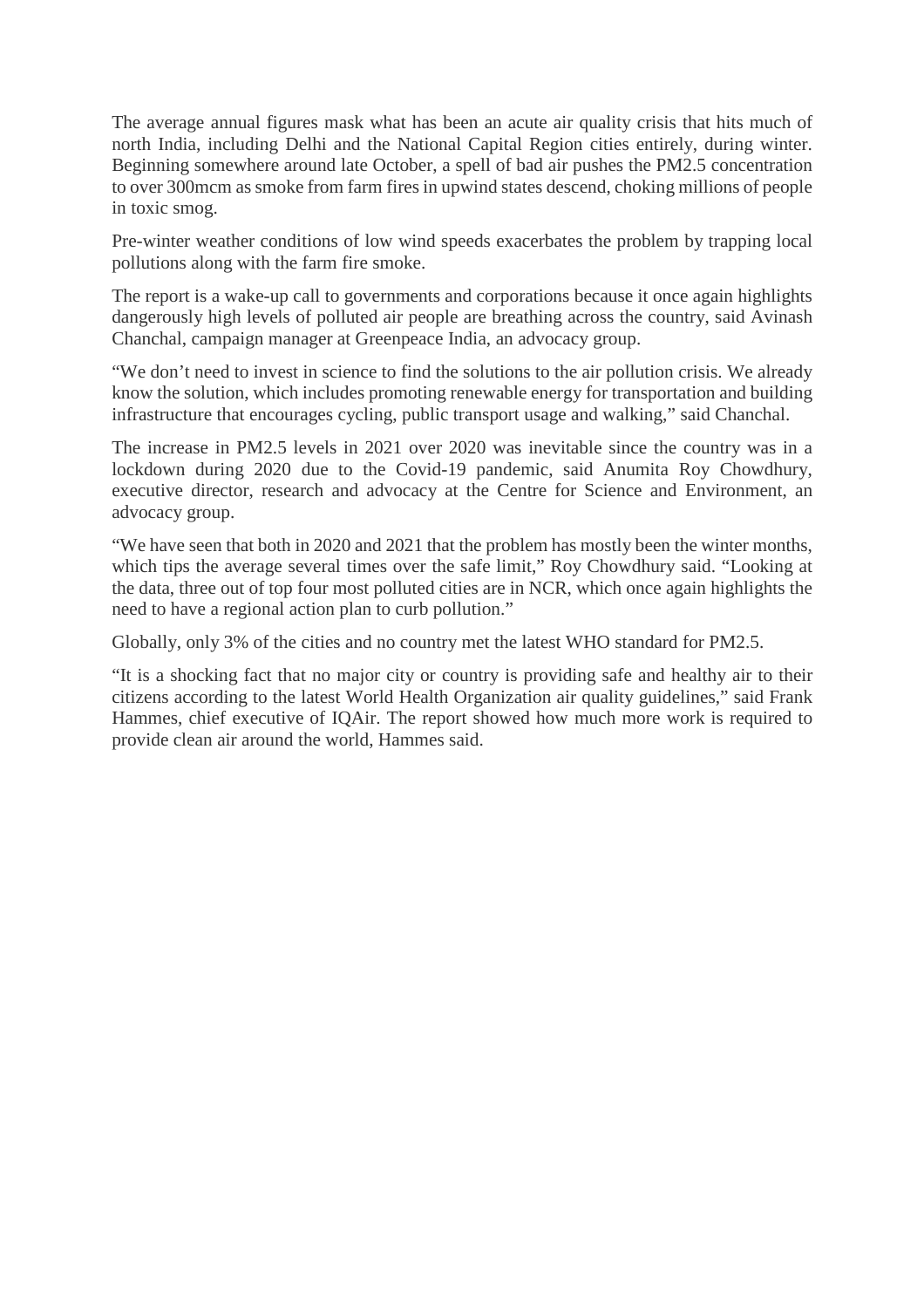The average annual figures mask what has been an acute air quality crisis that hits much of north India, including Delhi and the National Capital Region cities entirely, during winter. Beginning somewhere around late October, a spell of bad air pushes the PM2.5 concentration to over 300mcm as smoke from farm fires in upwind states descend, choking millions of people in toxic smog.

Pre-winter weather conditions of low wind speeds exacerbates the problem by trapping local pollutions along with the farm fire smoke.

The report is a wake-up call to governments and corporations because it once again highlights dangerously high levels of polluted air people are breathing across the country, said Avinash Chanchal, campaign manager at Greenpeace India, an advocacy group.

"We don't need to invest in science to find the solutions to the air pollution crisis. We already know the solution, which includes promoting renewable energy for transportation and building infrastructure that encourages cycling, public transport usage and walking," said Chanchal.

The increase in PM2.5 levels in 2021 over 2020 was inevitable since the country was in a lockdown during 2020 due to the Covid-19 pandemic, said Anumita Roy Chowdhury, executive director, research and advocacy at the Centre for Science and Environment, an advocacy group.

"We have seen that both in 2020 and 2021 that the problem has mostly been the winter months, which tips the average several times over the safe limit," Roy Chowdhury said. "Looking at the data, three out of top four most polluted cities are in NCR, which once again highlights the need to have a regional action plan to curb pollution."

Globally, only 3% of the cities and no country met the latest WHO standard for PM2.5.

"It is a shocking fact that no major city or country is providing safe and healthy air to their citizens according to the latest World Health Organization air quality guidelines," said Frank Hammes, chief executive of IQAir. The report showed how much more work is required to provide clean air around the world, Hammes said.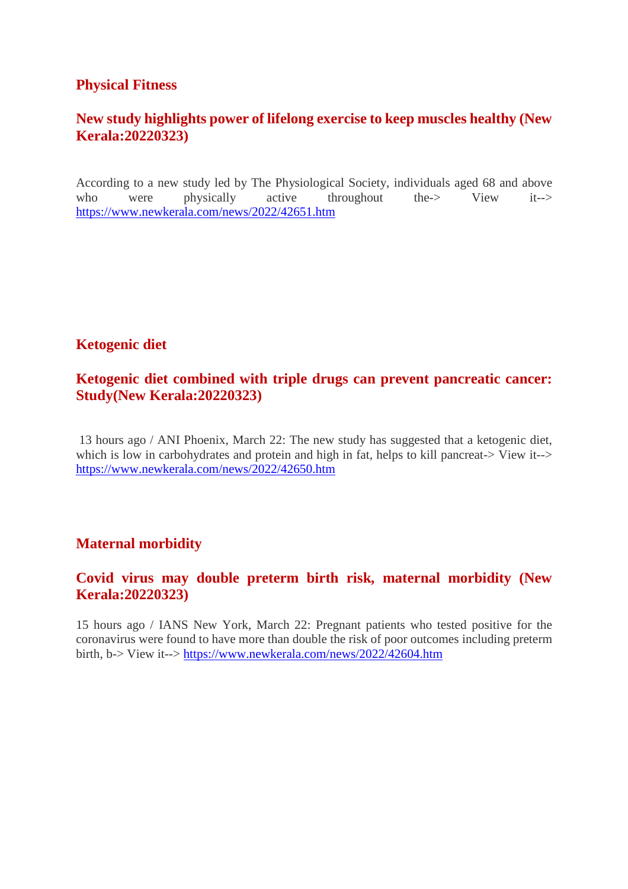## Physical Fitness

### New study highlights power of lifelong exercise to keep muscles healthy (New Kerala:20220323)

According to a new study led by The Physiological Society, individuals aged 68 and above who were physically active throughout the-> View it--> https://www.newkerala.com/news/2022/42651.htm

## Ketogenic diet

### Ketogenic diet combined with triple drugs can prevent pancreatic cancer: Study(New Kerala:20220323)

13 hours ago / ANI Phoenix, March 22: The new study has suggested that a ketogenic diet, which is low in carbohydrates and protein and high in fat, helps to kill pancreat-> View it--> https://www.newkerala.com/news/2022/42650.htm

## Maternal morbidity

### Covid virus may double preterm birth risk, maternal morbidity (New Kerala:20220323)

15 hours ago / IANS New York, March 22: Pregnant patients who tested positive for the coronavirus were found to have more than double the risk of poor outcomes including preterm birth, b-> View it--> https://www.newkerala.com/news/2022/42604.htm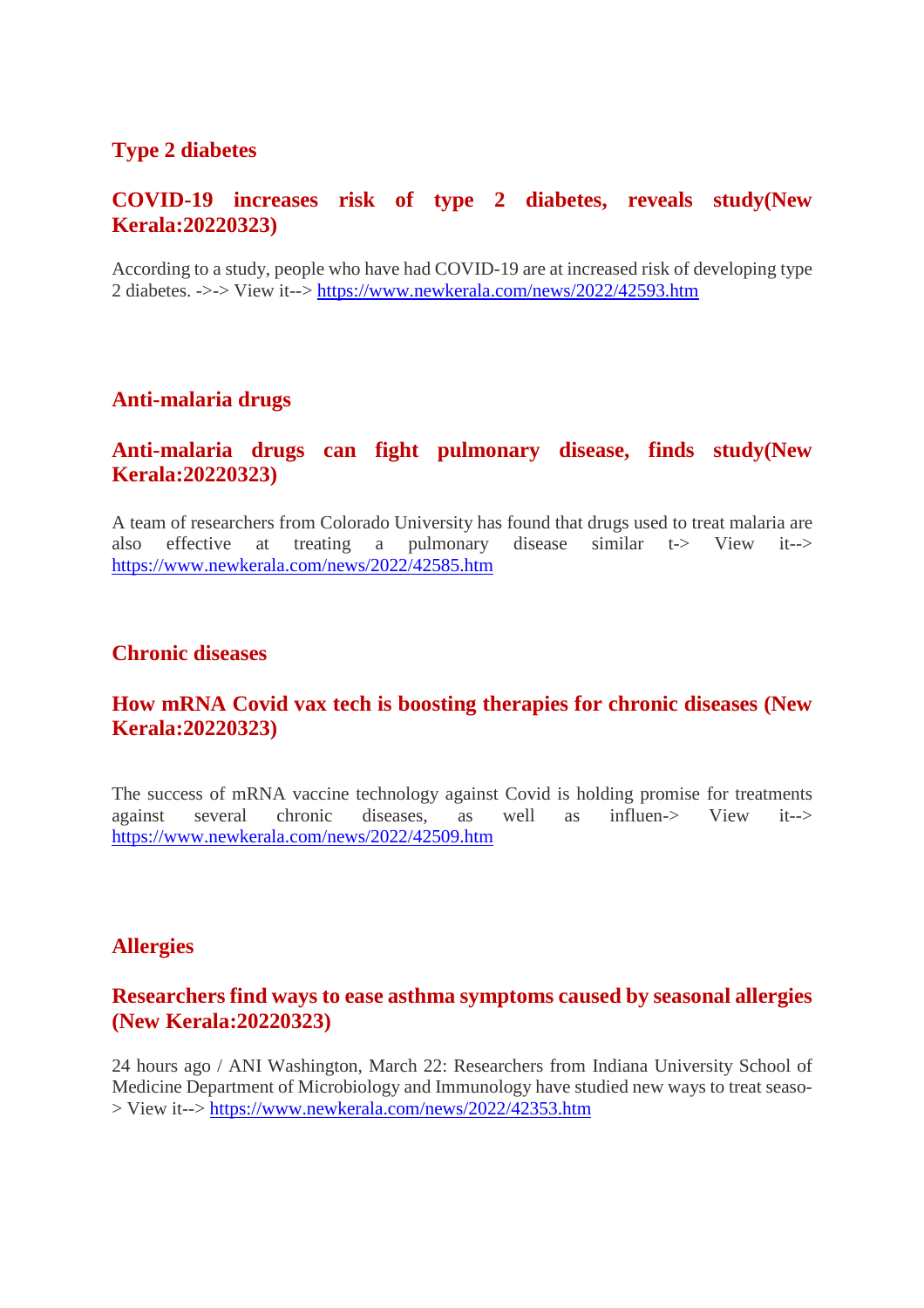## Type 2 diabetes

### COVID-19 increases risk of type 2 diabetes, reveals study(New Kerala:20220323)

According to a study, people who have had COVID-19 are at increased risk of developing type 2 diabetes. ->-> View it--> https://www.newkerala.com/news/2022/42593.htm

## Anti-malaria drugs

### Anti-malaria drugs can fight pulmonary disease, finds study(New Kerala:20220323)

A team of researchers from Colorado University has found that drugs used to treat malaria are also effective at treating a pulmonary disease similar t-> View it--> https://www.newkerala.com/news/2022/42585.htm

## Chronic diseases

### How mRNA Covid vax tech is boosting therapies for chronic diseases (New Kerala:20220323)

The success of mRNA vaccine technology against Covid is holding promise for treatments against several chronic diseases, as well as influen-> View it--> https://www.newkerala.com/news/2022/42509.htm

## Allergies

### Researchers find ways to ease asthma symptoms caused by seasonal allergies (New Kerala:20220323)

24 hours ago / ANI Washington, March 22: Researchers from Indiana University School of Medicine Department of Microbiology and Immunology have studied new ways to treat seaso-> View it--> https://www.newkerala.com/news/2022/42353.htm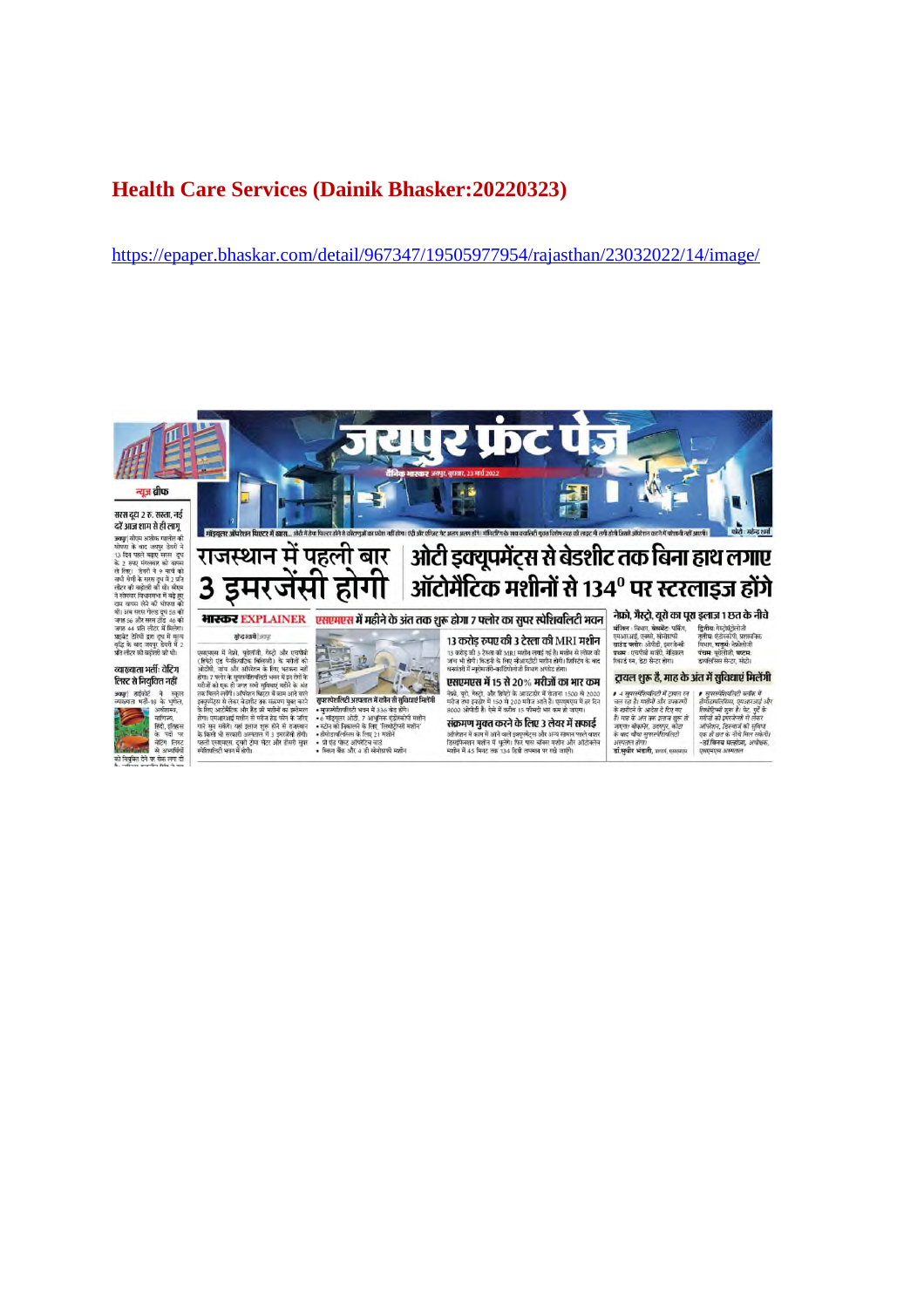# Health Care Services (Dainik Bhasker:20220323)

https://epaper.bhaskar.com/detail/967347/19505977954/rajasthan/23032022/14/image/

# जयपुर फ्रंट पेज

## राजस्थान में पहली बार 3 इमरजेंसी होंगी

## ओटी इक्यूपमेंट्स से बेडशीट तक बिना हाथ लगाए ऑटोमैटिक मशीनों से 134° पर स्टरलाइज होंगे

### भास्कर EXPLAINER: एसएमएस में महीने के अंत तक शुरू होगा 7 फ्लोर का सुपर स्पेशियलिटी भवन

### 13 करोड़ रुपए की 3 टेस्ला की MRI मशीन

### एसएमएस में 15 से 20% मरीजों का भार कम

### संक्रमण मुक्त करने के लिए 3 लेयर में सफाई

### नेफ्रो, गैस्ट्रो, यूरो का पूरा इलाज 1 छत के नीचे

### ट्रायल शुरू है, माह के अंत में सुविधाएं मिलेंगी

### सरस दूध 2 रु. सस्ता, नई दरें आज शाम से ही लागू

### व्याख्याता भर्ती: वेटिंग लिस्ट से नियुक्ति नहीं